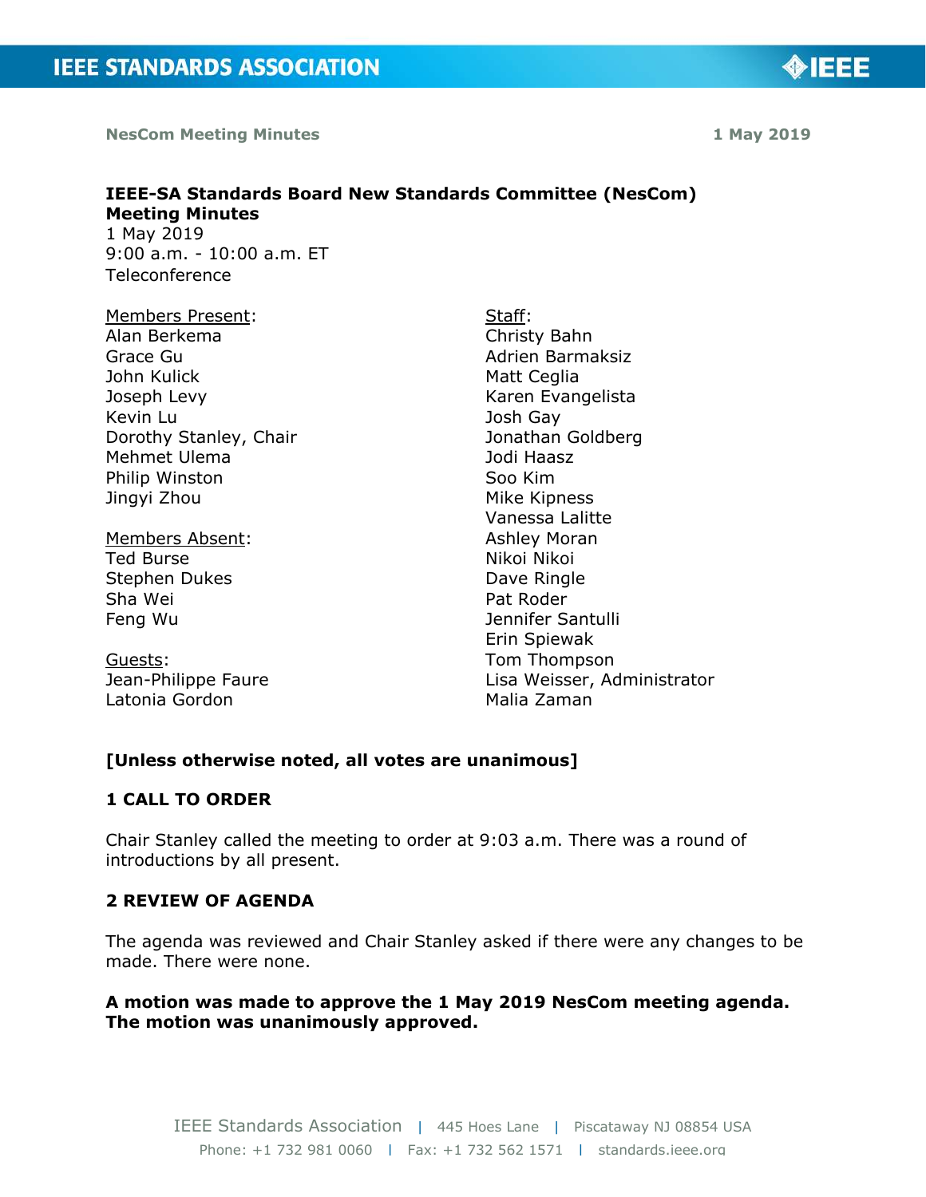**NesCom Meeting Minutes** **1 May 2019**

# IEEE-SA Standards Board New Standards Committee (NesCom) Meeting Minutes

1 May 2019
9:00 a.m. - 10:00 a.m. ET
Teleconference

Members Present:
Alan Berkema
Grace Gu
John Kulick
Joseph Levy
Kevin Lu
Dorothy Stanley, Chair
Mehmet Ulema
Philip Winston
Jingyi Zhou

Members Absent:
Ted Burse
Stephen Dukes
Sha Wei
Feng Wu

Guests:
Jean-Philippe Faure
Latonia Gordon

Staff:
Christy Bahn
Adrien Barmaksiz
Matt Ceglia
Karen Evangelista
Josh Gay
Jonathan Goldberg
Jodi Haasz
Soo Kim
Mike Kipness
Vanessa Lalitte
Ashley Moran
Nikoi Nikoi
Dave Ringle
Pat Roder
Jennifer Santulli
Erin Spiewak
Tom Thompson
Lisa Weisser, Administrator
Malia Zaman

**[Unless otherwise noted, all votes are unanimous]**

## 1 CALL TO ORDER

Chair Stanley called the meeting to order at 9:03 a.m. There was a round of introductions by all present.

## 2 REVIEW OF AGENDA

The agenda was reviewed and Chair Stanley asked if there were any changes to be made. There were none.

**A motion was made to approve the 1 May 2019 NesCom meeting agenda. The motion was unanimously approved.**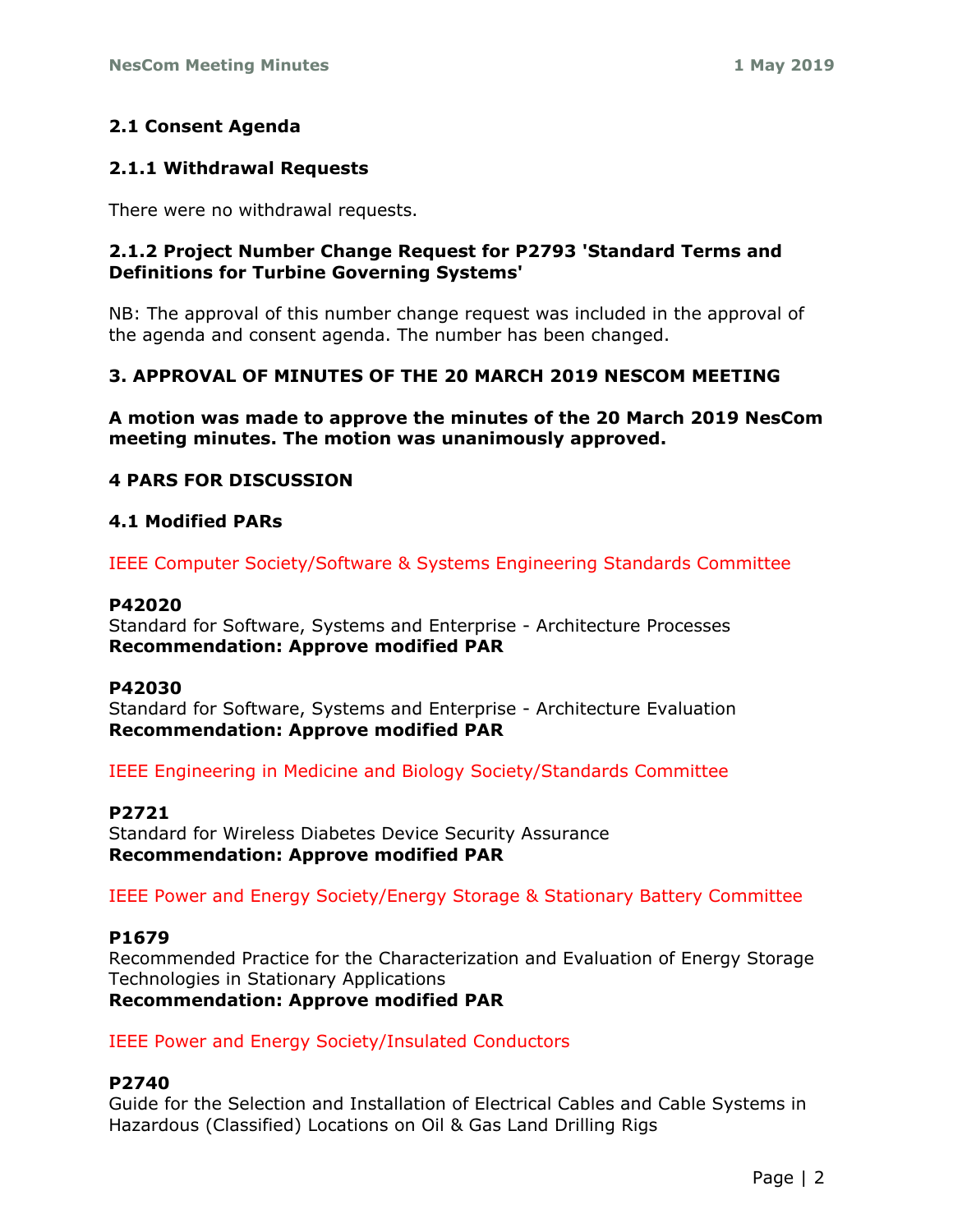### 2.1 Consent Agenda

#### 2.1.1 Withdrawal Requests

There were no withdrawal requests.

#### 2.1.2 Project Number Change Request for P2793 'Standard Terms and Definitions for Turbine Governing Systems'

NB: The approval of this number change request was included in the approval of the agenda and consent agenda. The number has been changed.

## 3. APPROVAL OF MINUTES OF THE 20 MARCH 2019 NESCOM MEETING

**A motion was made to approve the minutes of the 20 March 2019 NesCom meeting minutes. The motion was unanimously approved.**

## 4 PARS FOR DISCUSSION

### 4.1 Modified PARs

IEEE Computer Society/Software & Systems Engineering Standards Committee

**P42020**
Standard for Software, Systems and Enterprise - Architecture Processes
**Recommendation: Approve modified PAR**

**P42030**
Standard for Software, Systems and Enterprise - Architecture Evaluation
**Recommendation: Approve modified PAR**

IEEE Engineering in Medicine and Biology Society/Standards Committee

**P2721**
Standard for Wireless Diabetes Device Security Assurance
**Recommendation: Approve modified PAR**

IEEE Power and Energy Society/Energy Storage & Stationary Battery Committee

**P1679**
Recommended Practice for the Characterization and Evaluation of Energy Storage Technologies in Stationary Applications
**Recommendation: Approve modified PAR**

IEEE Power and Energy Society/Insulated Conductors

**P2740**
Guide for the Selection and Installation of Electrical Cables and Cable Systems in Hazardous (Classified) Locations on Oil & Gas Land Drilling Rigs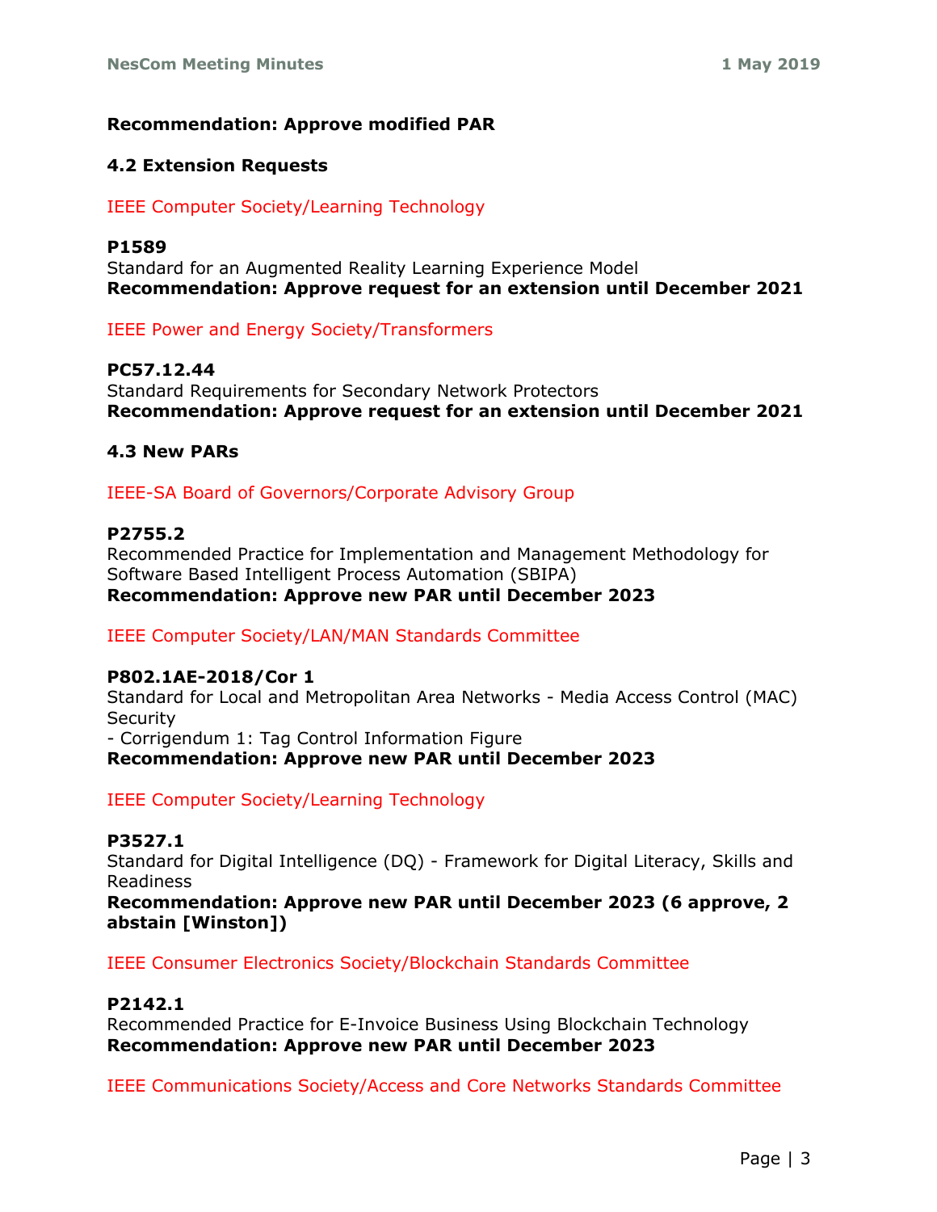**Recommendation: Approve modified PAR**

### 4.2 Extension Requests

IEEE Computer Society/Learning Technology

**P1589**
Standard for an Augmented Reality Learning Experience Model
**Recommendation: Approve request for an extension until December 2021**

IEEE Power and Energy Society/Transformers

**PC57.12.44**
Standard Requirements for Secondary Network Protectors
**Recommendation: Approve request for an extension until December 2021**

### 4.3 New PARs

IEEE-SA Board of Governors/Corporate Advisory Group

**P2755.2**
Recommended Practice for Implementation and Management Methodology for Software Based Intelligent Process Automation (SBIPA)
**Recommendation: Approve new PAR until December 2023**

IEEE Computer Society/LAN/MAN Standards Committee

**P802.1AE-2018/Cor 1**
Standard for Local and Metropolitan Area Networks - Media Access Control (MAC) Security
- Corrigendum 1: Tag Control Information Figure
**Recommendation: Approve new PAR until December 2023**

IEEE Computer Society/Learning Technology

**P3527.1**
Standard for Digital Intelligence (DQ) - Framework for Digital Literacy, Skills and Readiness
**Recommendation: Approve new PAR until December 2023 (6 approve, 2 abstain [Winston])**

IEEE Consumer Electronics Society/Blockchain Standards Committee

**P2142.1**
Recommended Practice for E-Invoice Business Using Blockchain Technology
**Recommendation: Approve new PAR until December 2023**

IEEE Communications Society/Access and Core Networks Standards Committee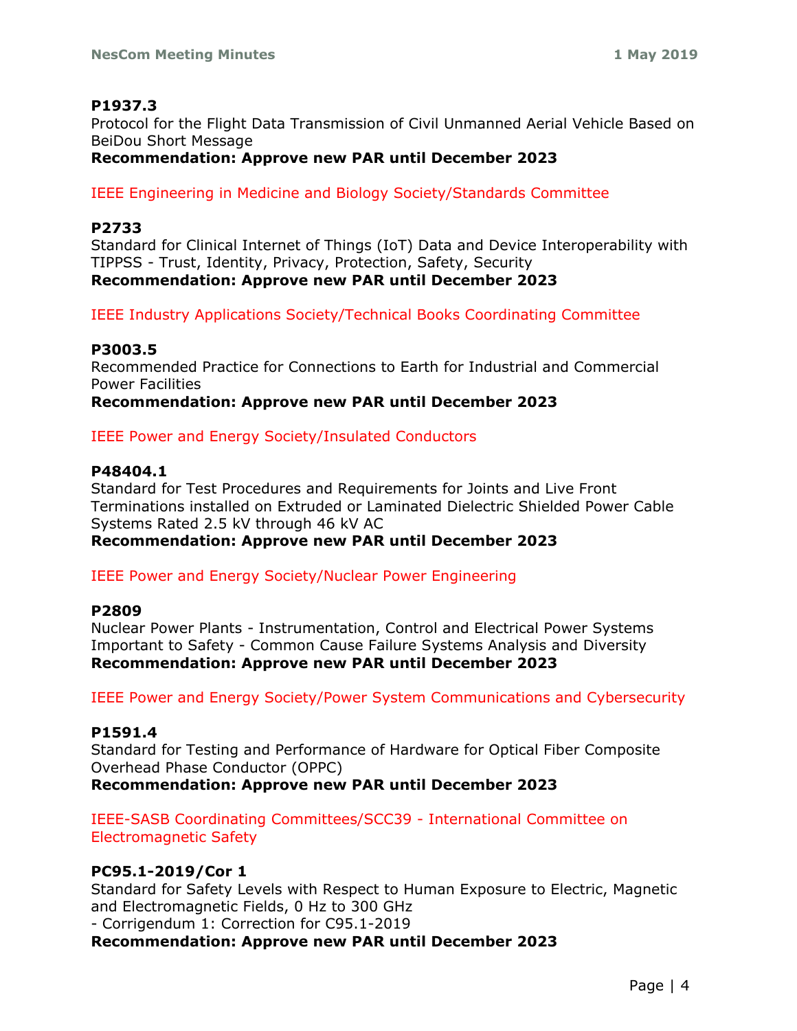**P1937.3**
Protocol for the Flight Data Transmission of Civil Unmanned Aerial Vehicle Based on BeiDou Short Message
**Recommendation: Approve new PAR until December 2023**

IEEE Engineering in Medicine and Biology Society/Standards Committee

**P2733**
Standard for Clinical Internet of Things (IoT) Data and Device Interoperability with TIPPSS - Trust, Identity, Privacy, Protection, Safety, Security
**Recommendation: Approve new PAR until December 2023**

IEEE Industry Applications Society/Technical Books Coordinating Committee

**P3003.5**
Recommended Practice for Connections to Earth for Industrial and Commercial Power Facilities
**Recommendation: Approve new PAR until December 2023**

IEEE Power and Energy Society/Insulated Conductors

**P48404.1**
Standard for Test Procedures and Requirements for Joints and Live Front Terminations installed on Extruded or Laminated Dielectric Shielded Power Cable Systems Rated 2.5 kV through 46 kV AC
**Recommendation: Approve new PAR until December 2023**

IEEE Power and Energy Society/Nuclear Power Engineering

**P2809**
Nuclear Power Plants - Instrumentation, Control and Electrical Power Systems Important to Safety - Common Cause Failure Systems Analysis and Diversity
**Recommendation: Approve new PAR until December 2023**

IEEE Power and Energy Society/Power System Communications and Cybersecurity

**P1591.4**
Standard for Testing and Performance of Hardware for Optical Fiber Composite Overhead Phase Conductor (OPPC)
**Recommendation: Approve new PAR until December 2023**

IEEE-SASB Coordinating Committees/SCC39 - International Committee on Electromagnetic Safety

**PC95.1-2019/Cor 1**
Standard for Safety Levels with Respect to Human Exposure to Electric, Magnetic and Electromagnetic Fields, 0 Hz to 300 GHz
- Corrigendum 1: Correction for C95.1-2019
**Recommendation: Approve new PAR until December 2023**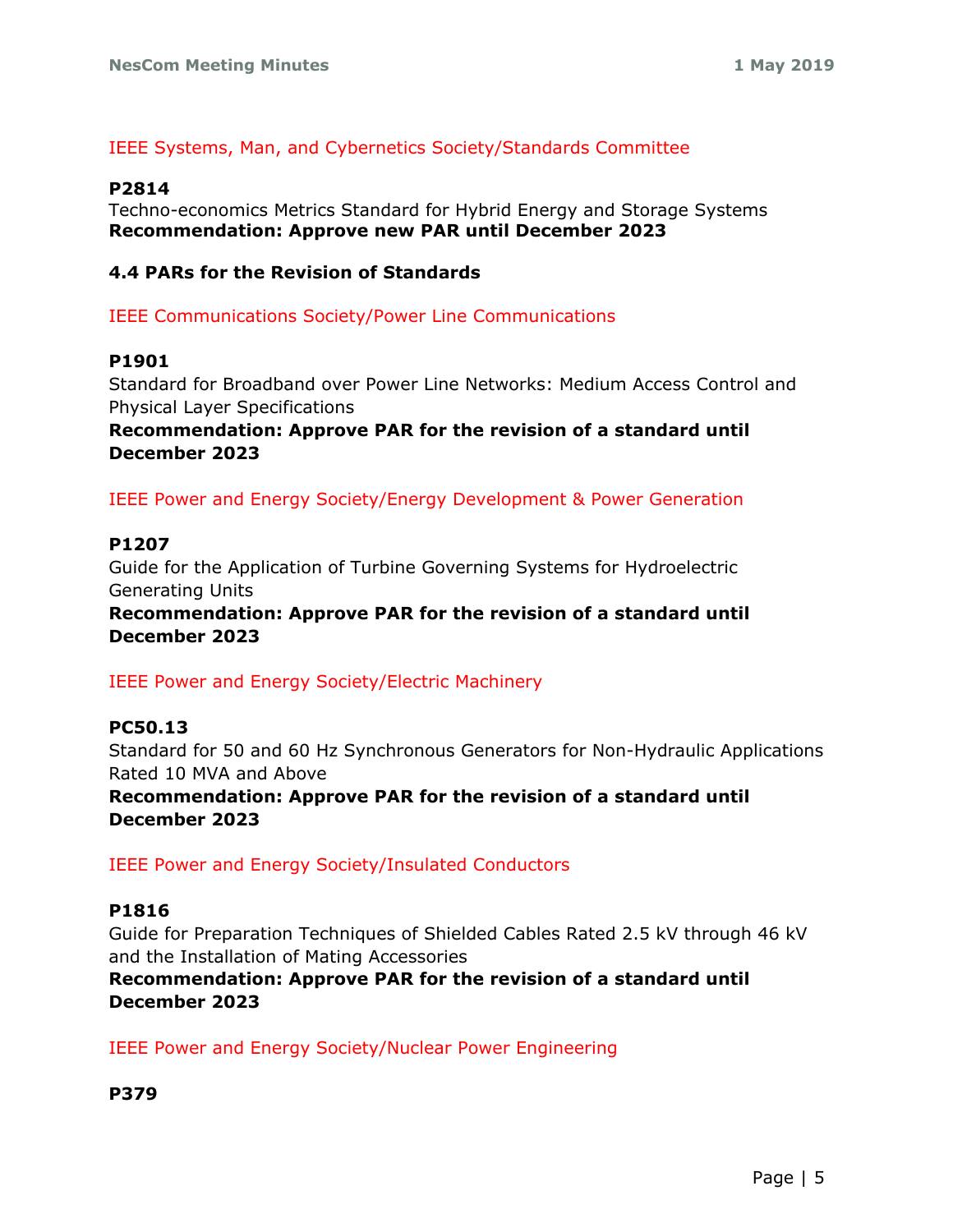IEEE Systems, Man, and Cybernetics Society/Standards Committee

**P2814**
Techno-economics Metrics Standard for Hybrid Energy and Storage Systems
**Recommendation: Approve new PAR until December 2023**

### 4.4 PARs for the Revision of Standards

IEEE Communications Society/Power Line Communications

**P1901**
Standard for Broadband over Power Line Networks: Medium Access Control and Physical Layer Specifications
**Recommendation: Approve PAR for the revision of a standard until December 2023**

IEEE Power and Energy Society/Energy Development & Power Generation

**P1207**
Guide for the Application of Turbine Governing Systems for Hydroelectric Generating Units
**Recommendation: Approve PAR for the revision of a standard until December 2023**

IEEE Power and Energy Society/Electric Machinery

**PC50.13**
Standard for 50 and 60 Hz Synchronous Generators for Non-Hydraulic Applications Rated 10 MVA and Above
**Recommendation: Approve PAR for the revision of a standard until December 2023**

IEEE Power and Energy Society/Insulated Conductors

**P1816**
Guide for Preparation Techniques of Shielded Cables Rated 2.5 kV through 46 kV and the Installation of Mating Accessories
**Recommendation: Approve PAR for the revision of a standard until December 2023**

IEEE Power and Energy Society/Nuclear Power Engineering

**P379**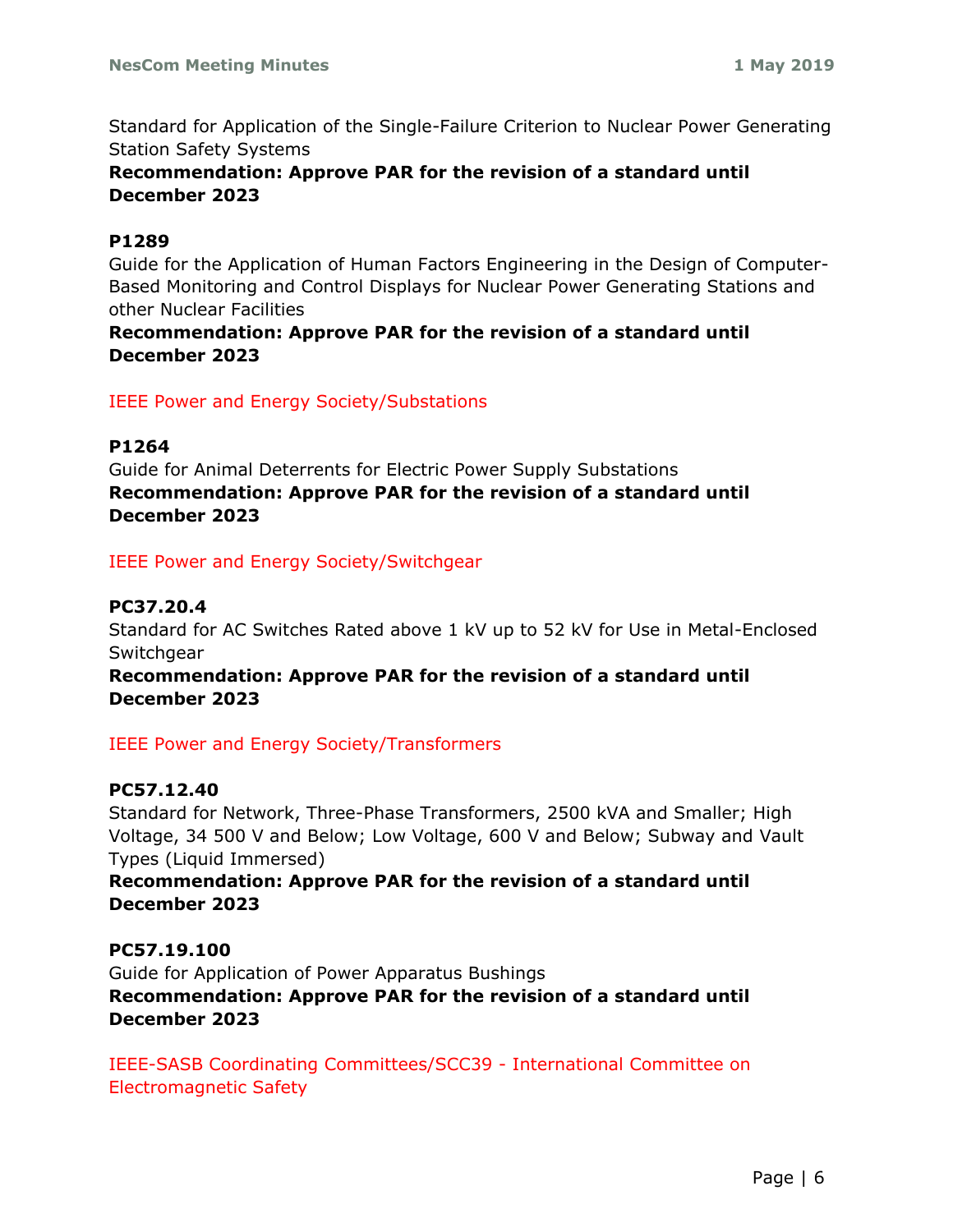Standard for Application of the Single-Failure Criterion to Nuclear Power Generating Station Safety Systems

**Recommendation: Approve PAR for the revision of a standard until December 2023**

**P1289**

Guide for the Application of Human Factors Engineering in the Design of Computer-Based Monitoring and Control Displays for Nuclear Power Generating Stations and other Nuclear Facilities

**Recommendation: Approve PAR for the revision of a standard until December 2023**

IEEE Power and Energy Society/Substations

**P1264**

Guide for Animal Deterrents for Electric Power Supply Substations

**Recommendation: Approve PAR for the revision of a standard until December 2023**

IEEE Power and Energy Society/Switchgear

**PC37.20.4**

Standard for AC Switches Rated above 1 kV up to 52 kV for Use in Metal-Enclosed Switchgear

**Recommendation: Approve PAR for the revision of a standard until December 2023**

IEEE Power and Energy Society/Transformers

**PC57.12.40**

Standard for Network, Three-Phase Transformers, 2500 kVA and Smaller; High Voltage, 34 500 V and Below; Low Voltage, 600 V and Below; Subway and Vault Types (Liquid Immersed)

**Recommendation: Approve PAR for the revision of a standard until December 2023**

**PC57.19.100**

Guide for Application of Power Apparatus Bushings

**Recommendation: Approve PAR for the revision of a standard until December 2023**

IEEE-SASB Coordinating Committees/SCC39 - International Committee on Electromagnetic Safety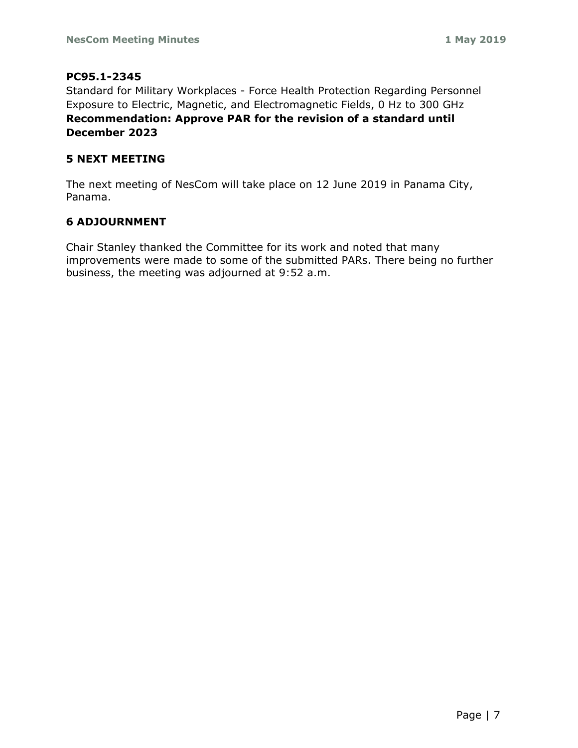**PC95.1-2345**
Standard for Military Workplaces - Force Health Protection Regarding Personnel Exposure to Electric, Magnetic, and Electromagnetic Fields, 0 Hz to 300 GHz
**Recommendation: Approve PAR for the revision of a standard until December 2023**

## 5 NEXT MEETING

The next meeting of NesCom will take place on 12 June 2019 in Panama City, Panama.

## 6 ADJOURNMENT

Chair Stanley thanked the Committee for its work and noted that many improvements were made to some of the submitted PARs. There being no further business, the meeting was adjourned at 9:52 a.m.